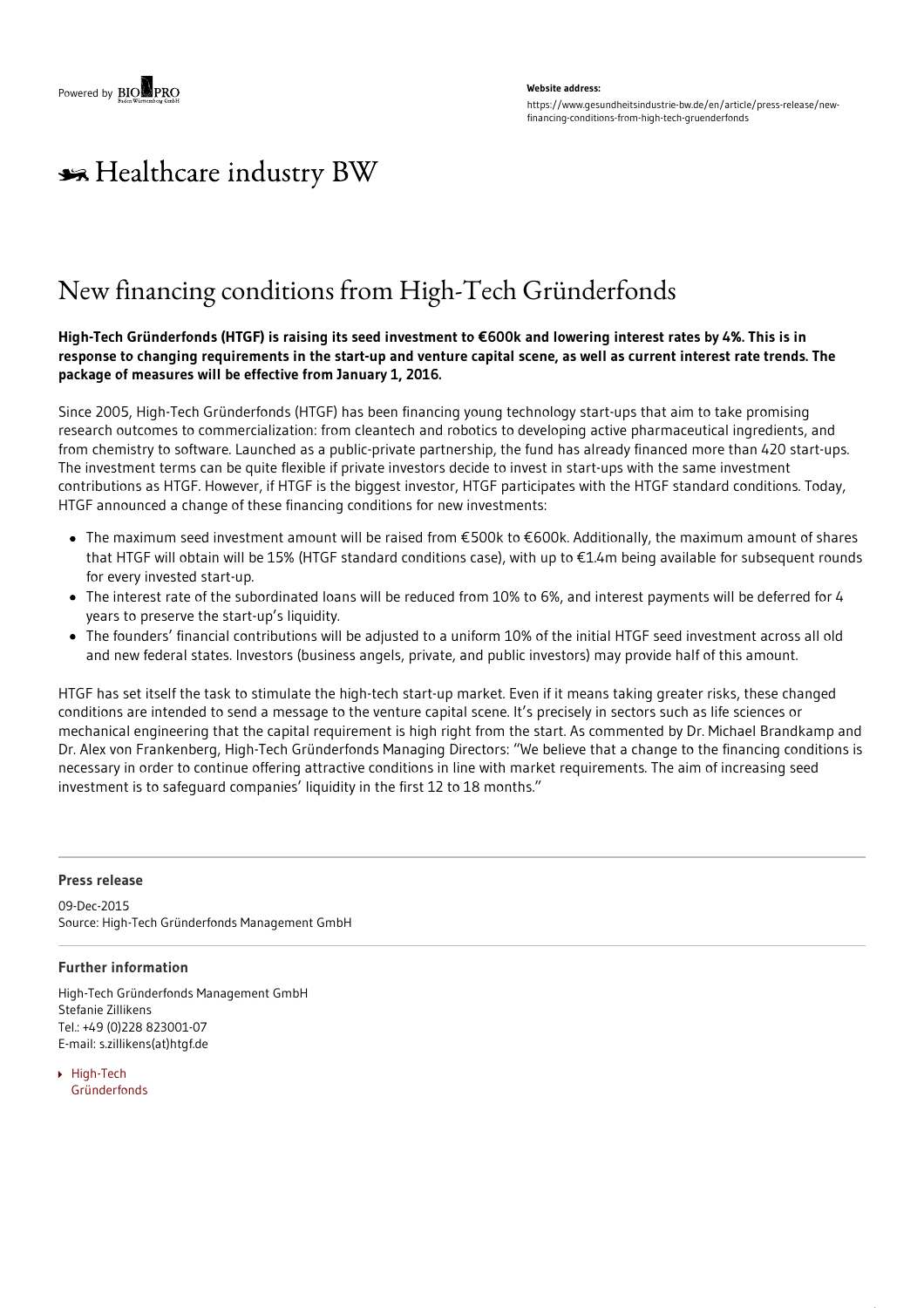Powered by BIOPRO

**Website address:**
https://www.gesundheitsindustrie-bw.de/en/article/press-release/new-financing-conditions-from-high-tech-gruenderfonds

# Healthcare industry BW

## New financing conditions from High-Tech Gründerfonds

**High-Tech Gründerfonds (HTGF) is raising its seed investment to €600k and lowering interest rates by 4%. This is in response to changing requirements in the start-up and venture capital scene, as well as current interest rate trends. The package of measures will be effective from January 1, 2016.**

Since 2005, High-Tech Gründerfonds (HTGF) has been financing young technology start-ups that aim to take promising research outcomes to commercialization: from cleantech and robotics to developing active pharmaceutical ingredients, and from chemistry to software. Launched as a public-private partnership, the fund has already financed more than 420 start-ups. The investment terms can be quite flexible if private investors decide to invest in start-ups with the same investment contributions as HTGF. However, if HTGF is the biggest investor, HTGF participates with the HTGF standard conditions. Today, HTGF announced a change of these financing conditions for new investments:

- The maximum seed investment amount will be raised from €500k to €600k. Additionally, the maximum amount of shares that HTGF will obtain will be 15% (HTGF standard conditions case), with up to €1.4m being available for subsequent rounds for every invested start-up.
- The interest rate of the subordinated loans will be reduced from 10% to 6%, and interest payments will be deferred for 4 years to preserve the start-up's liquidity.
- The founders' financial contributions will be adjusted to a uniform 10% of the initial HTGF seed investment across all old and new federal states. Investors (business angels, private, and public investors) may provide half of this amount.

HTGF has set itself the task to stimulate the high-tech start-up market. Even if it means taking greater risks, these changed conditions are intended to send a message to the venture capital scene. It's precisely in sectors such as life sciences or mechanical engineering that the capital requirement is high right from the start. As commented by Dr. Michael Brandkamp and Dr. Alex von Frankenberg, High-Tech Gründerfonds Managing Directors: "We believe that a change to the financing conditions is necessary in order to continue offering attractive conditions in line with market requirements. The aim of increasing seed investment is to safeguard companies' liquidity in the first 12 to 18 months."

---

**Press release**

09-Dec-2015
Source: High-Tech Gründerfonds Management GmbH

---

**Further information**

High-Tech Gründerfonds Management GmbH
Stefanie Zillikens
Tel.: +49 (0)228 823001-07
E-mail: s.zillikens(at)htgf.de

- High-Tech Gründerfonds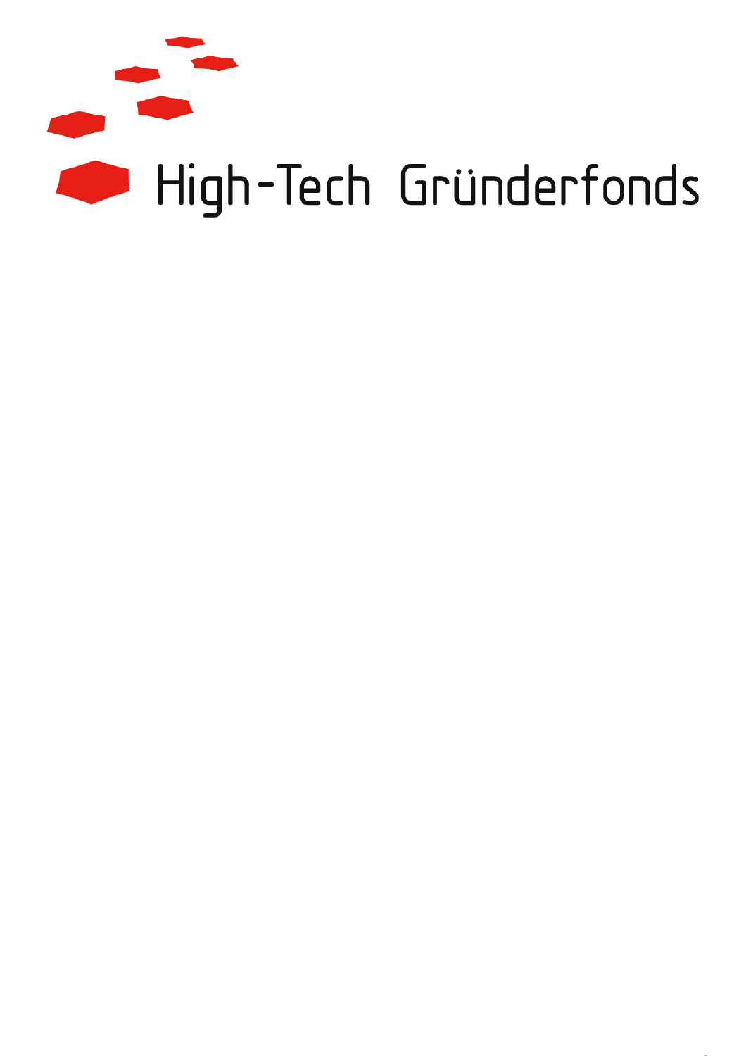High-Tech Gründerfonds